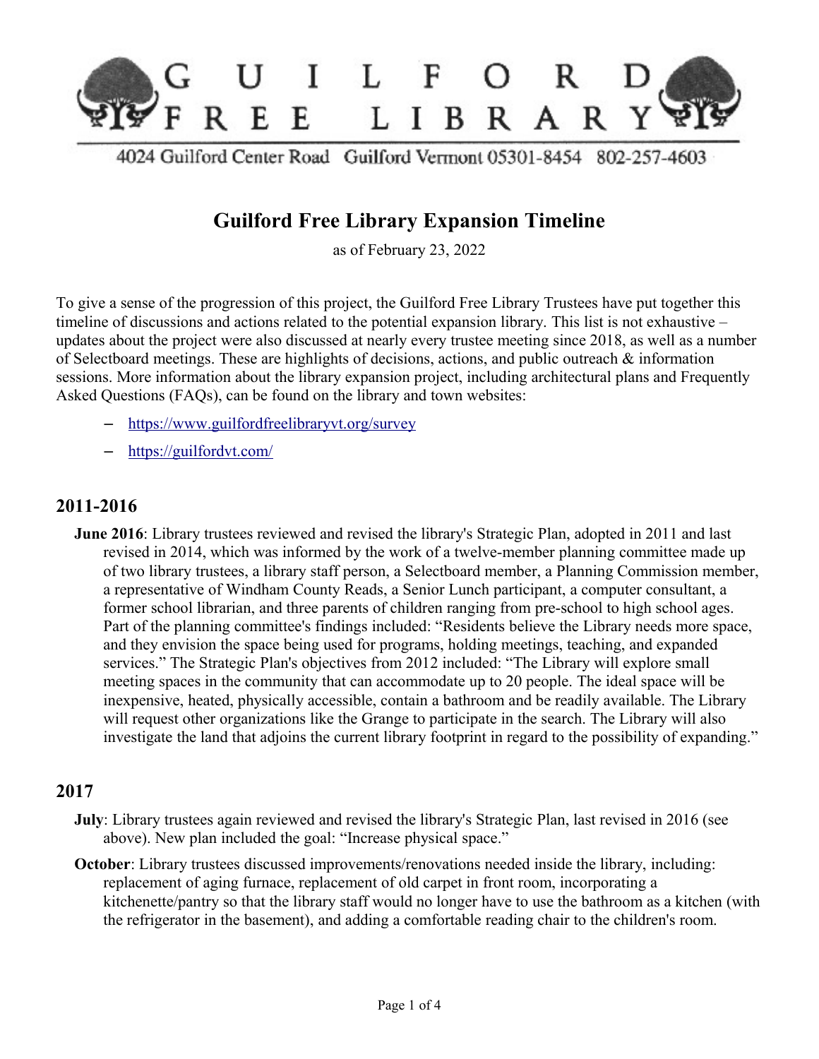GUILFORD FREE LIBRARY

4024 Guilford Center Road Guilford Vermont 05301-8454 802-257-4603

# Guilford Free Library Expansion Timeline

as of February 23, 2022

To give a sense of the progression of this project, the Guilford Free Library Trustees have put together this timeline of discussions and actions related to the potential expansion library. This list is not exhaustive – updates about the project were also discussed at nearly every trustee meeting since 2018, as well as a number of Selectboard meetings. These are highlights of decisions, actions, and public outreach & information sessions. More information about the library expansion project, including architectural plans and Frequently Asked Questions (FAQs), can be found on the library and town websites:

- https://www.guilfordfreelibraryvt.org/survey
- https://guilfordvt.com/

## 2011-2016

**June 2016**: Library trustees reviewed and revised the library's Strategic Plan, adopted in 2011 and last revised in 2014, which was informed by the work of a twelve-member planning committee made up of two library trustees, a library staff person, a Selectboard member, a Planning Commission member, a representative of Windham County Reads, a Senior Lunch participant, a computer consultant, a former school librarian, and three parents of children ranging from pre-school to high school ages. Part of the planning committee's findings included: "Residents believe the Library needs more space, and they envision the space being used for programs, holding meetings, teaching, and expanded services." The Strategic Plan's objectives from 2012 included: "The Library will explore small meeting spaces in the community that can accommodate up to 20 people. The ideal space will be inexpensive, heated, physically accessible, contain a bathroom and be readily available. The Library will request other organizations like the Grange to participate in the search. The Library will also investigate the land that adjoins the current library footprint in regard to the possibility of expanding."

## 2017

**July**: Library trustees again reviewed and revised the library's Strategic Plan, last revised in 2016 (see above). New plan included the goal: "Increase physical space."

**October**: Library trustees discussed improvements/renovations needed inside the library, including: replacement of aging furnace, replacement of old carpet in front room, incorporating a kitchenette/pantry so that the library staff would no longer have to use the bathroom as a kitchen (with the refrigerator in the basement), and adding a comfortable reading chair to the children's room.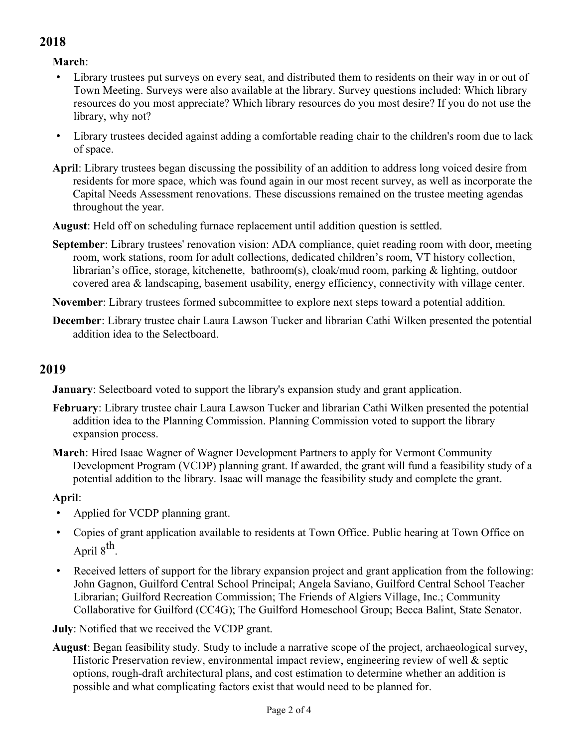## 2018

**March**:

- Library trustees put surveys on every seat, and distributed them to residents on their way in or out of Town Meeting. Surveys were also available at the library. Survey questions included: Which library resources do you most appreciate? Which library resources do you most desire? If you do not use the library, why not?
- Library trustees decided against adding a comfortable reading chair to the children's room due to lack of space.

**April**: Library trustees began discussing the possibility of an addition to address long voiced desire from residents for more space, which was found again in our most recent survey, as well as incorporate the Capital Needs Assessment renovations. These discussions remained on the trustee meeting agendas throughout the year.

**August**: Held off on scheduling furnace replacement until addition question is settled.

**September**: Library trustees' renovation vision: ADA compliance, quiet reading room with door, meeting room, work stations, room for adult collections, dedicated children's room, VT history collection, librarian's office, storage, kitchenette, bathroom(s), cloak/mud room, parking & lighting, outdoor covered area & landscaping, basement usability, energy efficiency, connectivity with village center.

**November**: Library trustees formed subcommittee to explore next steps toward a potential addition.

**December**: Library trustee chair Laura Lawson Tucker and librarian Cathi Wilken presented the potential addition idea to the Selectboard.

## 2019

**January**: Selectboard voted to support the library's expansion study and grant application.

**February**: Library trustee chair Laura Lawson Tucker and librarian Cathi Wilken presented the potential addition idea to the Planning Commission. Planning Commission voted to support the library expansion process.

**March**: Hired Isaac Wagner of Wagner Development Partners to apply for Vermont Community Development Program (VCDP) planning grant. If awarded, the grant will fund a feasibility study of a potential addition to the library. Isaac will manage the feasibility study and complete the grant.

**April**:

- Applied for VCDP planning grant.
- Copies of grant application available to residents at Town Office. Public hearing at Town Office on April 8th.
- Received letters of support for the library expansion project and grant application from the following: John Gagnon, Guilford Central School Principal; Angela Saviano, Guilford Central School Teacher Librarian; Guilford Recreation Commission; The Friends of Algiers Village, Inc.; Community Collaborative for Guilford (CC4G); The Guilford Homeschool Group; Becca Balint, State Senator.

**July**: Notified that we received the VCDP grant.

**August**: Began feasibility study. Study to include a narrative scope of the project, archaeological survey, Historic Preservation review, environmental impact review, engineering review of well & septic options, rough-draft architectural plans, and cost estimation to determine whether an addition is possible and what complicating factors exist that would need to be planned for.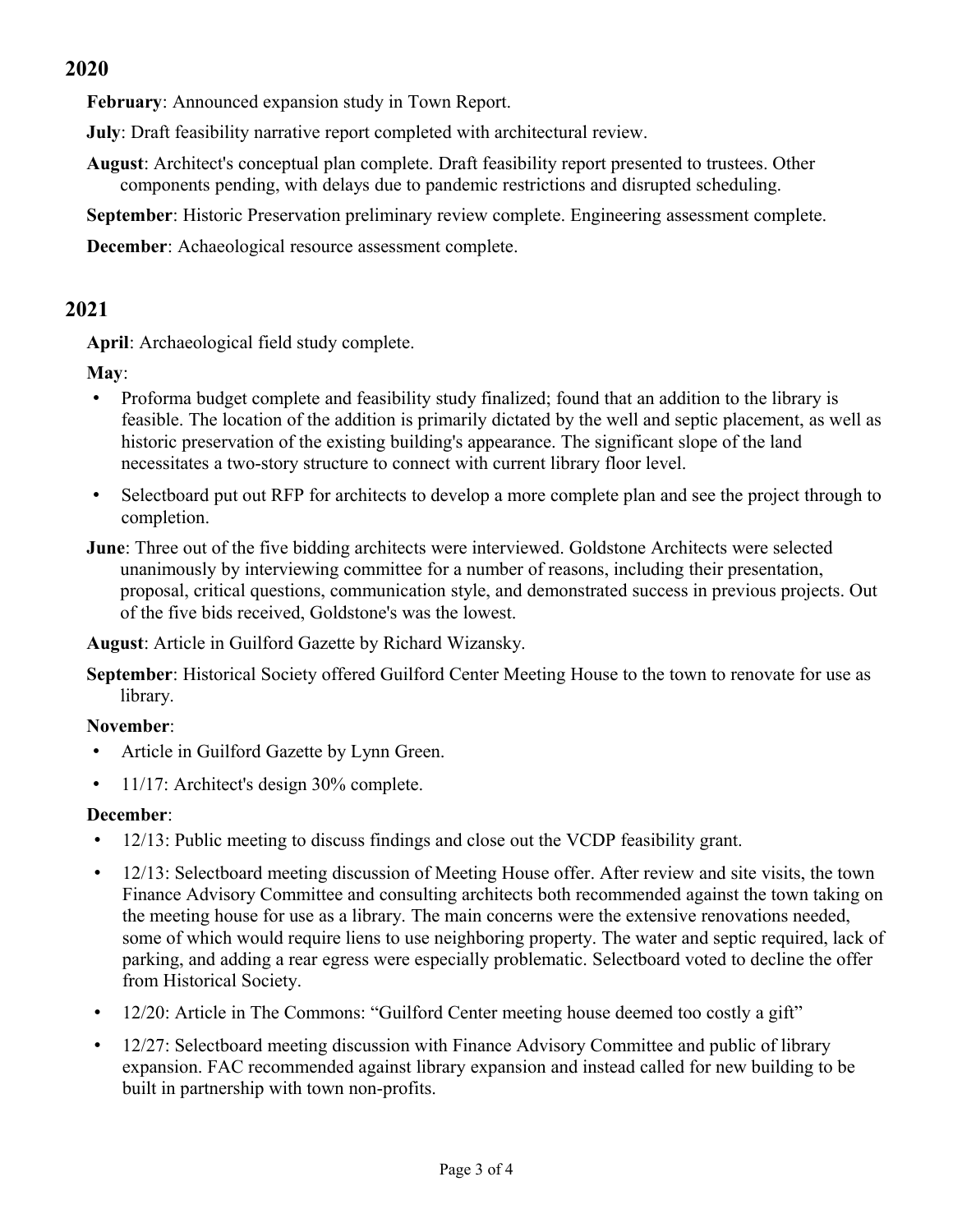## 2020

**February**: Announced expansion study in Town Report.

**July**: Draft feasibility narrative report completed with architectural review.

**August**: Architect's conceptual plan complete. Draft feasibility report presented to trustees. Other components pending, with delays due to pandemic restrictions and disrupted scheduling.

**September**: Historic Preservation preliminary review complete. Engineering assessment complete.

**December**: Achaeological resource assessment complete.

## 2021

**April**: Archaeological field study complete.

**May**:

- Proforma budget complete and feasibility study finalized; found that an addition to the library is feasible. The location of the addition is primarily dictated by the well and septic placement, as well as historic preservation of the existing building's appearance. The significant slope of the land necessitates a two-story structure to connect with current library floor level.
- Selectboard put out RFP for architects to develop a more complete plan and see the project through to completion.

**June**: Three out of the five bidding architects were interviewed. Goldstone Architects were selected unanimously by interviewing committee for a number of reasons, including their presentation, proposal, critical questions, communication style, and demonstrated success in previous projects. Out of the five bids received, Goldstone's was the lowest.

**August**: Article in Guilford Gazette by Richard Wizansky.

**September**: Historical Society offered Guilford Center Meeting House to the town to renovate for use as library.

**November**:

- Article in Guilford Gazette by Lynn Green.
- 11/17: Architect's design 30% complete.

**December**:

- 12/13: Public meeting to discuss findings and close out the VCDP feasibility grant.
- 12/13: Selectboard meeting discussion of Meeting House offer. After review and site visits, the town Finance Advisory Committee and consulting architects both recommended against the town taking on the meeting house for use as a library. The main concerns were the extensive renovations needed, some of which would require liens to use neighboring property. The water and septic required, lack of parking, and adding a rear egress were especially problematic. Selectboard voted to decline the offer from Historical Society.
- 12/20: Article in The Commons: "Guilford Center meeting house deemed too costly a gift"
- 12/27: Selectboard meeting discussion with Finance Advisory Committee and public of library expansion. FAC recommended against library expansion and instead called for new building to be built in partnership with town non-profits.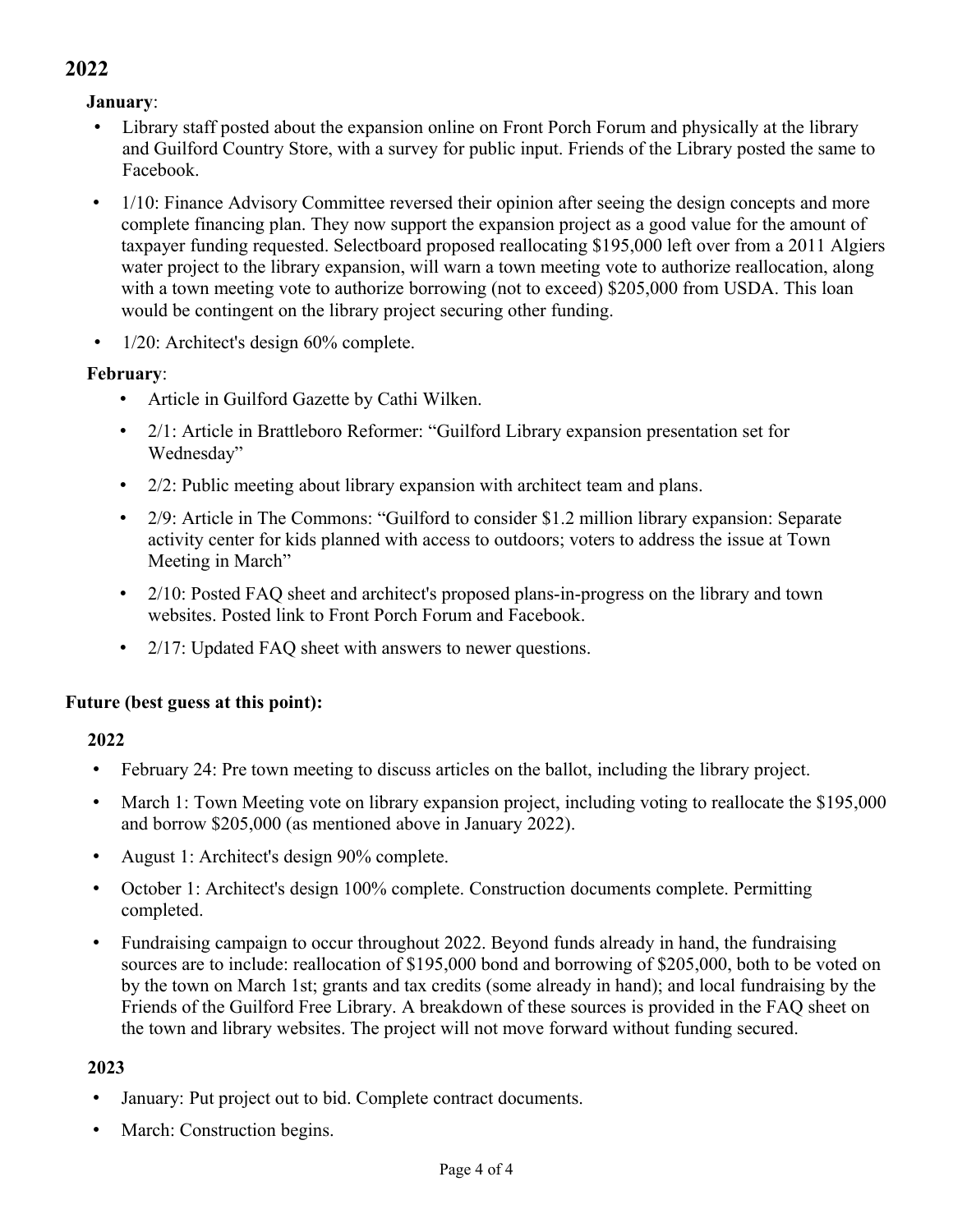## 2022

**January**:

- Library staff posted about the expansion online on Front Porch Forum and physically at the library and Guilford Country Store, with a survey for public input. Friends of the Library posted the same to Facebook.
- 1/10: Finance Advisory Committee reversed their opinion after seeing the design concepts and more complete financing plan. They now support the expansion project as a good value for the amount of taxpayer funding requested. Selectboard proposed reallocating $195,000 left over from a 2011 Algiers water project to the library expansion, will warn a town meeting vote to authorize reallocation, along with a town meeting vote to authorize borrowing (not to exceed) $205,000 from USDA. This loan would be contingent on the library project securing other funding.
- 1/20: Architect's design 60% complete.

**February**:

- Article in Guilford Gazette by Cathi Wilken.
- 2/1: Article in Brattleboro Reformer: "Guilford Library expansion presentation set for Wednesday"
- 2/2: Public meeting about library expansion with architect team and plans.
- 2/9: Article in The Commons: "Guilford to consider $1.2 million library expansion: Separate activity center for kids planned with access to outdoors; voters to address the issue at Town Meeting in March"
- 2/10: Posted FAQ sheet and architect's proposed plans-in-progress on the library and town websites. Posted link to Front Porch Forum and Facebook.
- 2/17: Updated FAQ sheet with answers to newer questions.

**Future (best guess at this point):**

**2022**

- February 24: Pre town meeting to discuss articles on the ballot, including the library project.
- March 1: Town Meeting vote on library expansion project, including voting to reallocate the $195,000 and borrow $205,000 (as mentioned above in January 2022).
- August 1: Architect's design 90% complete.
- October 1: Architect's design 100% complete. Construction documents complete. Permitting completed.
- Fundraising campaign to occur throughout 2022. Beyond funds already in hand, the fundraising sources are to include: reallocation of $195,000 bond and borrowing of $205,000, both to be voted on by the town on March 1st; grants and tax credits (some already in hand); and local fundraising by the Friends of the Guilford Free Library. A breakdown of these sources is provided in the FAQ sheet on the town and library websites. The project will not move forward without funding secured.

**2023**

- January: Put project out to bid. Complete contract documents.
- March: Construction begins.